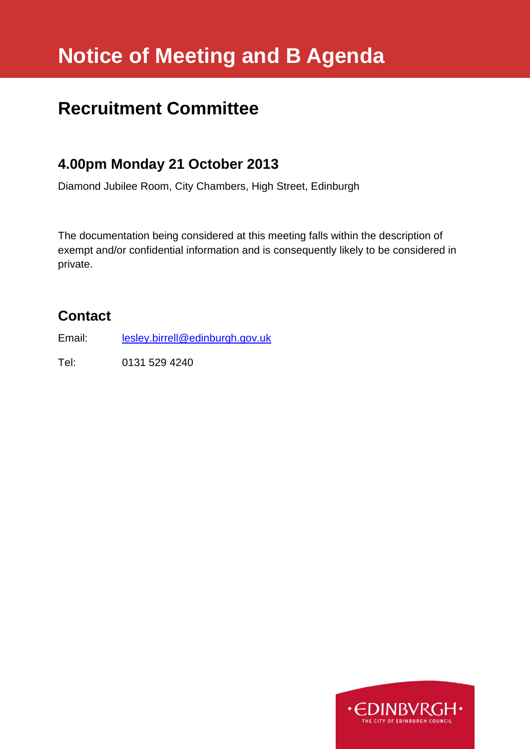# Notice of Meeting and B Agenda

## Recruitment Committee

### 4.00pm Monday 21 October 2013

Diamond Jubilee Room, City Chambers, High Street, Edinburgh

The documentation being considered at this meeting falls within the description of exempt and/or confidential information and is consequently likely to be considered in private.

## Contact

Email: lesley.birrell@edinburgh.gov.uk

Tel: 0131 529 4240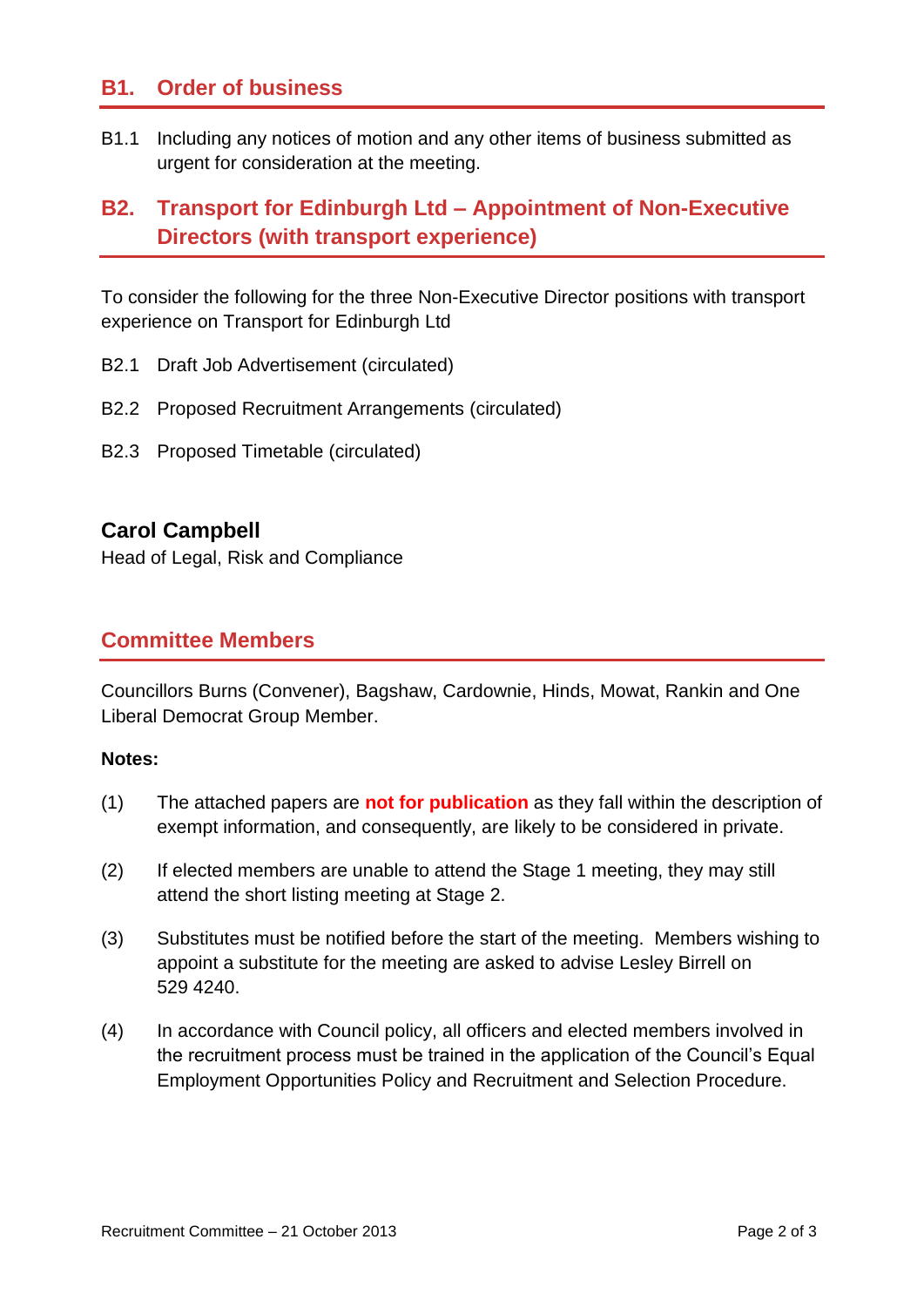## B1. Order of business

B1.1 Including any notices of motion and any other items of business submitted as urgent for consideration at the meeting.

## B2. Transport for Edinburgh Ltd – Appointment of Non-Executive Directors (with transport experience)

To consider the following for the three Non-Executive Director positions with transport experience on Transport for Edinburgh Ltd

B2.1 Draft Job Advertisement (circulated)

B2.2 Proposed Recruitment Arrangements (circulated)

B2.3 Proposed Timetable (circulated)

**Carol Campbell**
Head of Legal, Risk and Compliance

## Committee Members

Councillors Burns (Convener), Bagshaw, Cardownie, Hinds, Mowat, Rankin and One Liberal Democrat Group Member.

**Notes:**

(1) The attached papers are **not for publication** as they fall within the description of exempt information, and consequently, are likely to be considered in private.

(2) If elected members are unable to attend the Stage 1 meeting, they may still attend the short listing meeting at Stage 2.

(3) Substitutes must be notified before the start of the meeting. Members wishing to appoint a substitute for the meeting are asked to advise Lesley Birrell on 529 4240.

(4) In accordance with Council policy, all officers and elected members involved in the recruitment process must be trained in the application of the Council's Equal Employment Opportunities Policy and Recruitment and Selection Procedure.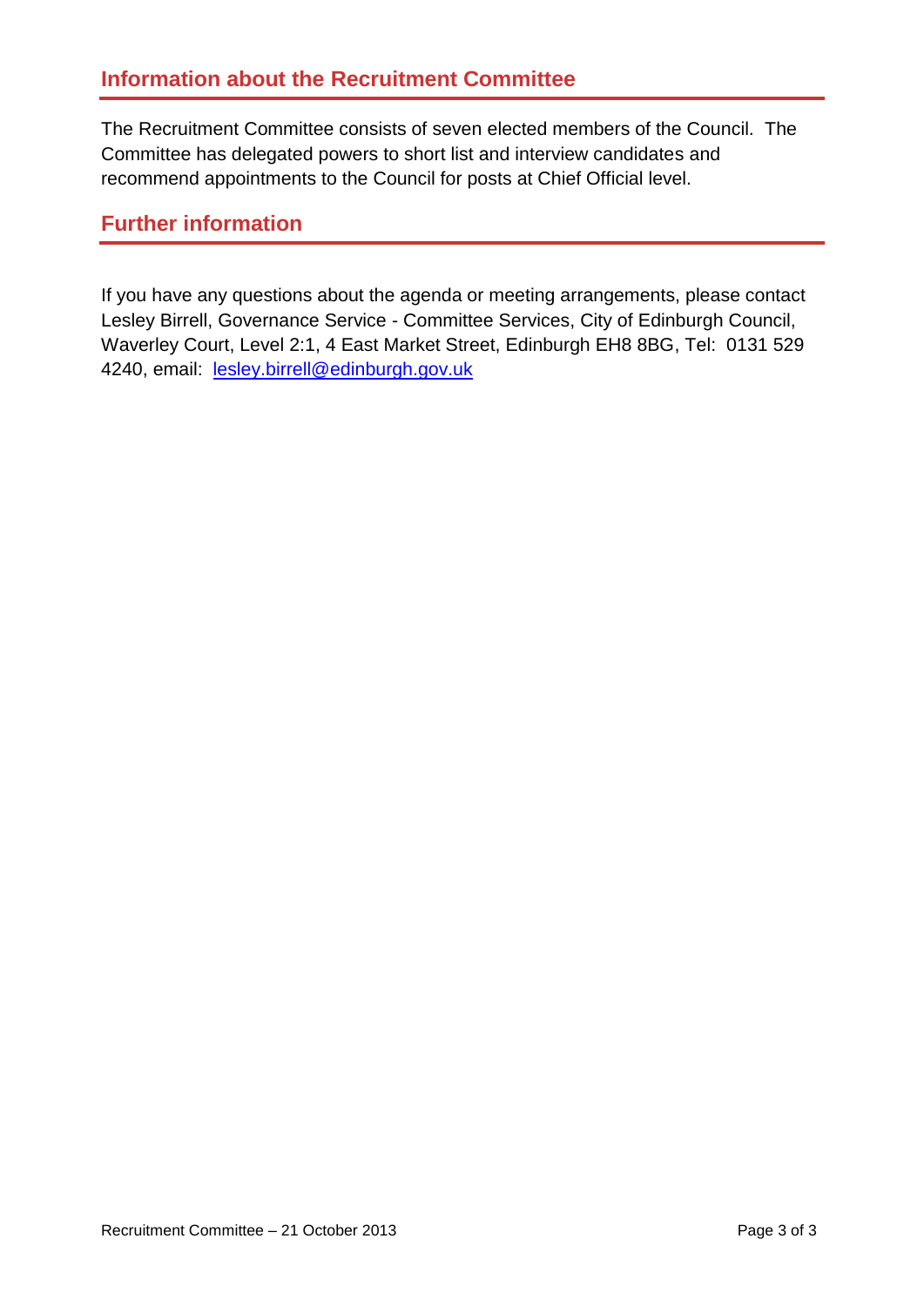## Information about the Recruitment Committee

The Recruitment Committee consists of seven elected members of the Council. The Committee has delegated powers to short list and interview candidates and recommend appointments to the Council for posts at Chief Official level.

## Further information

If you have any questions about the agenda or meeting arrangements, please contact Lesley Birrell, Governance Service - Committee Services, City of Edinburgh Council, Waverley Court, Level 2:1, 4 East Market Street, Edinburgh EH8 8BG, Tel: 0131 529 4240, email: lesley.birrell@edinburgh.gov.uk